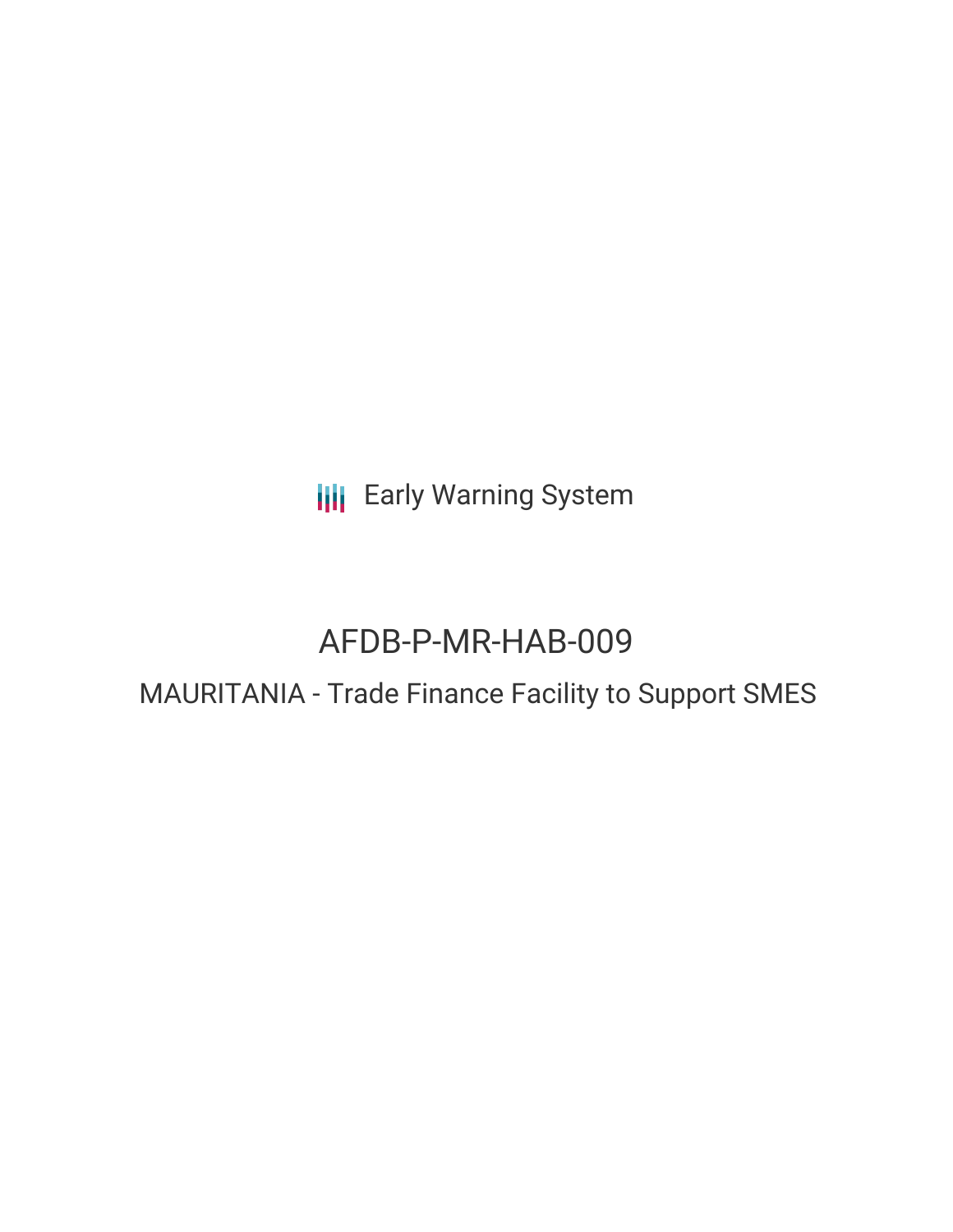Early Warning System

# AFDB-P-MR-HAB-009

## MAURITANIA - Trade Finance Facility to Support SMES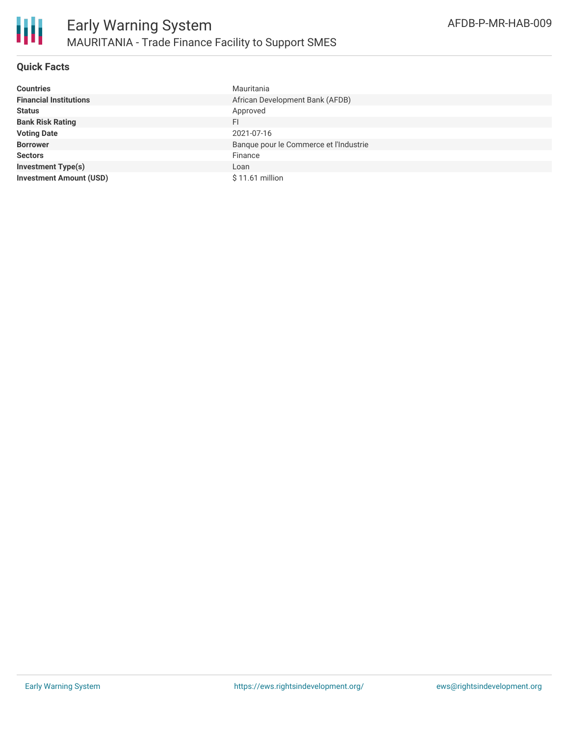# Early Warning System

## MAURITANIA - Trade Finance Facility to Support SMES

AFDB-P-MR-HAB-009

### Quick Facts

| | |
|---|---|
| **Countries** | Mauritania |
| **Financial Institutions** | African Development Bank (AFDB) |
| **Status** | Approved |
| **Bank Risk Rating** | FI |
| **Voting Date** | 2021-07-16 |
| **Borrower** | Banque pour le Commerce et l'Industrie |
| **Sectors** | Finance |
| **Investment Type(s)** | Loan |
| **Investment Amount (USD)** | $ 11.61 million |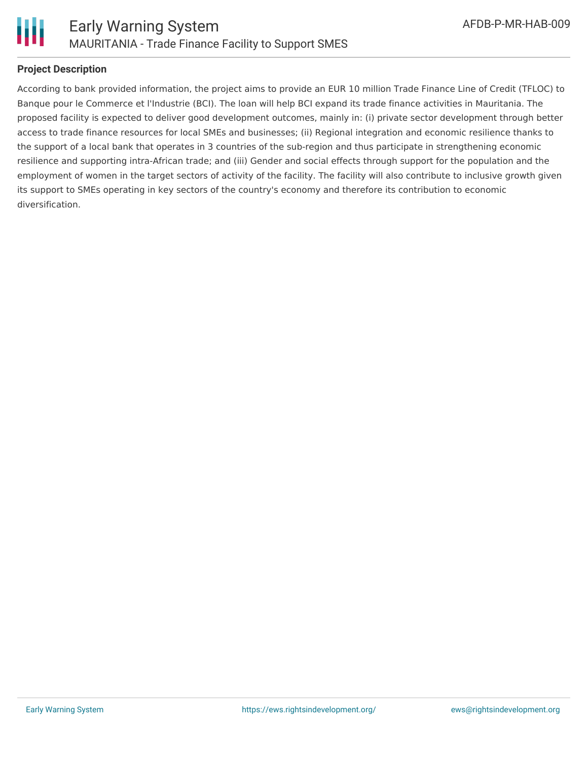## Project Description

According to bank provided information, the project aims to provide an EUR 10 million Trade Finance Line of Credit (TFLOC) to Banque pour le Commerce et l'Industrie (BCI). The loan will help BCI expand its trade finance activities in Mauritania. The proposed facility is expected to deliver good development outcomes, mainly in: (i) private sector development through better access to trade finance resources for local SMEs and businesses; (ii) Regional integration and economic resilience thanks to the support of a local bank that operates in 3 countries of the sub-region and thus participate in strengthening economic resilience and supporting intra-African trade; and (iii) Gender and social effects through support for the population and the employment of women in the target sectors of activity of the facility. The facility will also contribute to inclusive growth given its support to SMEs operating in key sectors of the country's economy and therefore its contribution to economic diversification.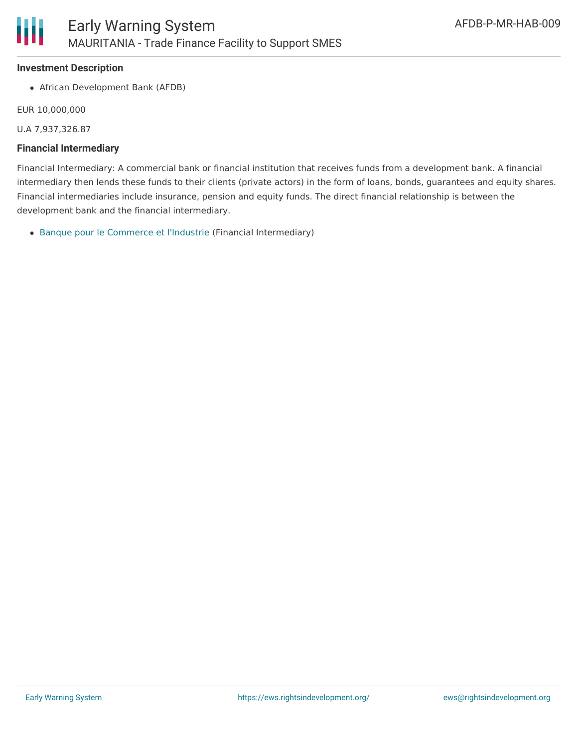### Investment Description

- African Development Bank (AFDB)

EUR 10,000,000

U.A 7,937,326.87

### Financial Intermediary

Financial Intermediary: A commercial bank or financial institution that receives funds from a development bank. A financial intermediary then lends these funds to their clients (private actors) in the form of loans, bonds, guarantees and equity shares. Financial intermediaries include insurance, pension and equity funds. The direct financial relationship is between the development bank and the financial intermediary.

- Banque pour le Commerce et l'Industrie (Financial Intermediary)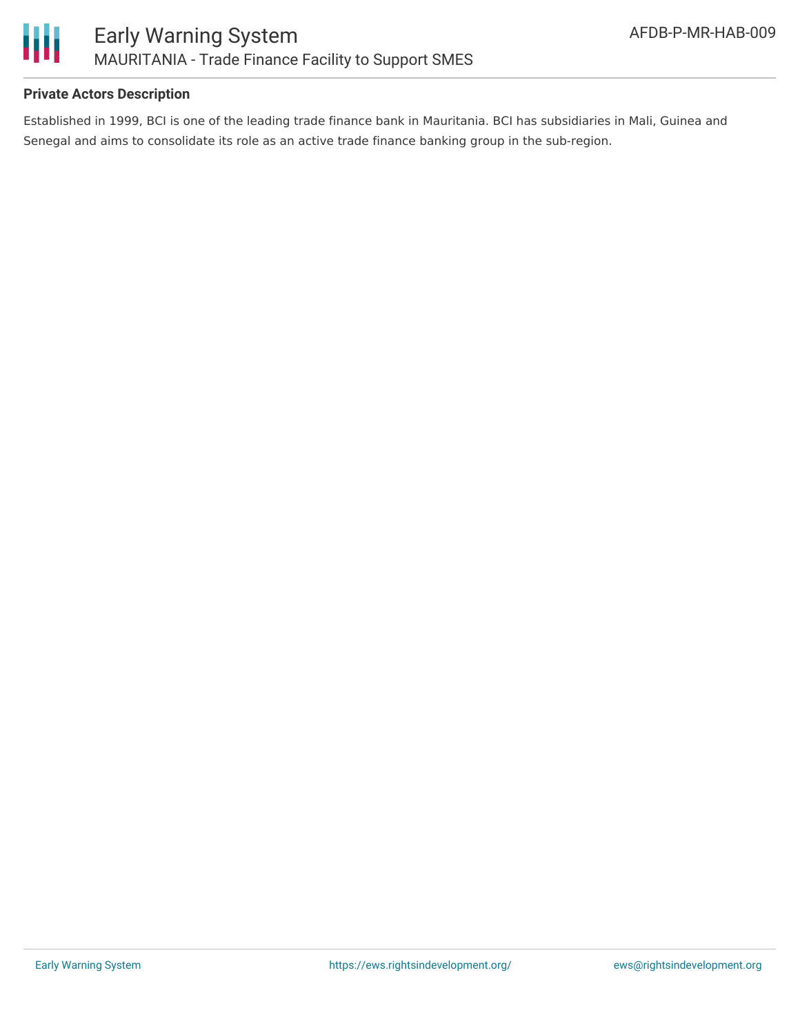### Private Actors Description

Established in 1999, BCI is one of the leading trade finance bank in Mauritania. BCI has subsidiaries in Mali, Guinea and Senegal and aims to consolidate its role as an active trade finance banking group in the sub-region.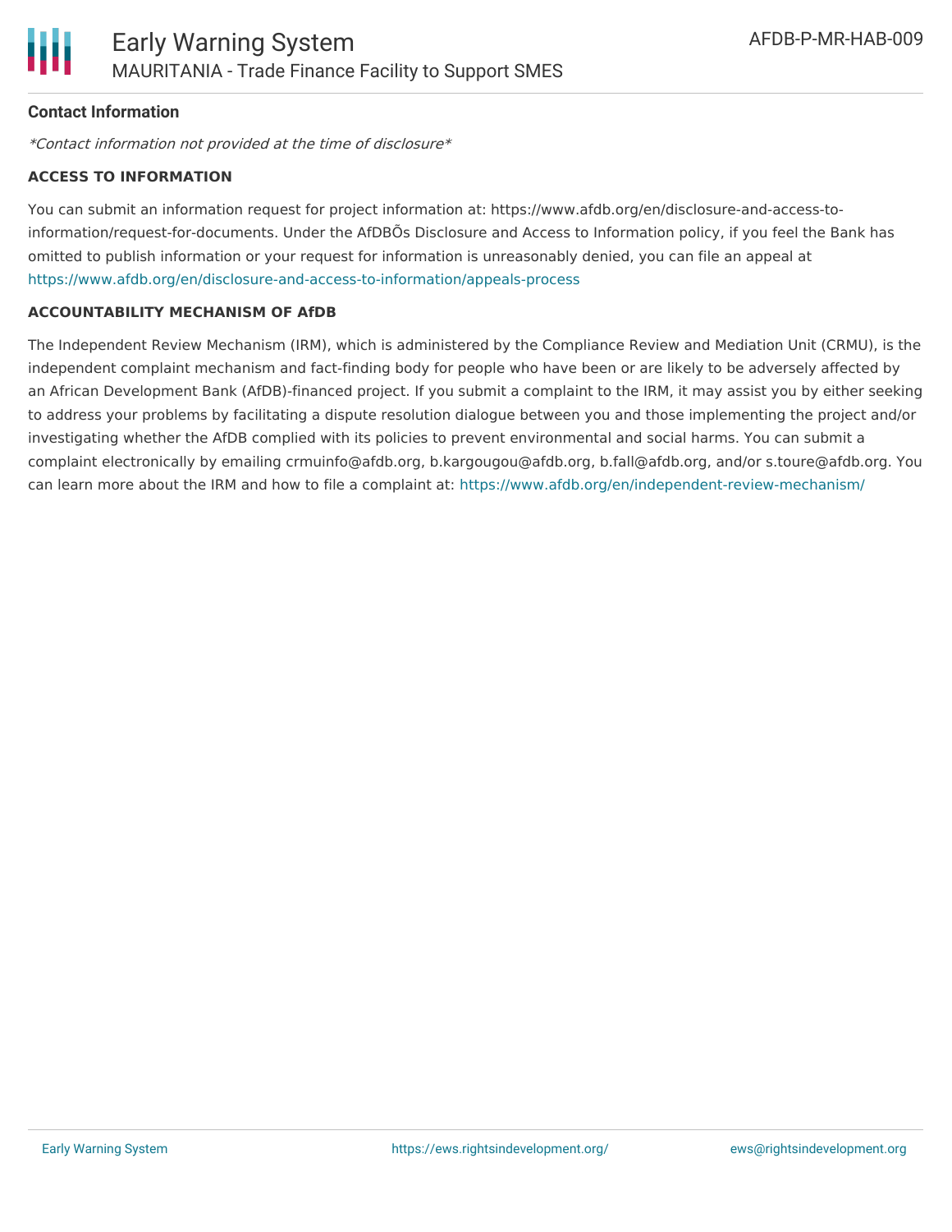### Contact Information

*\*Contact information not provided at the time of disclosure\**

#### ACCESS TO INFORMATION

You can submit an information request for project information at: https://www.afdb.org/en/disclosure-and-access-to-information/request-for-documents. Under the AfDBÕs Disclosure and Access to Information policy, if you feel the Bank has omitted to publish information or your request for information is unreasonably denied, you can file an appeal at https://www.afdb.org/en/disclosure-and-access-to-information/appeals-process

#### ACCOUNTABILITY MECHANISM OF AfDB

The Independent Review Mechanism (IRM), which is administered by the Compliance Review and Mediation Unit (CRMU), is the independent complaint mechanism and fact-finding body for people who have been or are likely to be adversely affected by an African Development Bank (AfDB)-financed project. If you submit a complaint to the IRM, it may assist you by either seeking to address your problems by facilitating a dispute resolution dialogue between you and those implementing the project and/or investigating whether the AfDB complied with its policies to prevent environmental and social harms. You can submit a complaint electronically by emailing crmuinfo@afdb.org, b.kargougou@afdb.org, b.fall@afdb.org, and/or s.toure@afdb.org. You can learn more about the IRM and how to file a complaint at: https://www.afdb.org/en/independent-review-mechanism/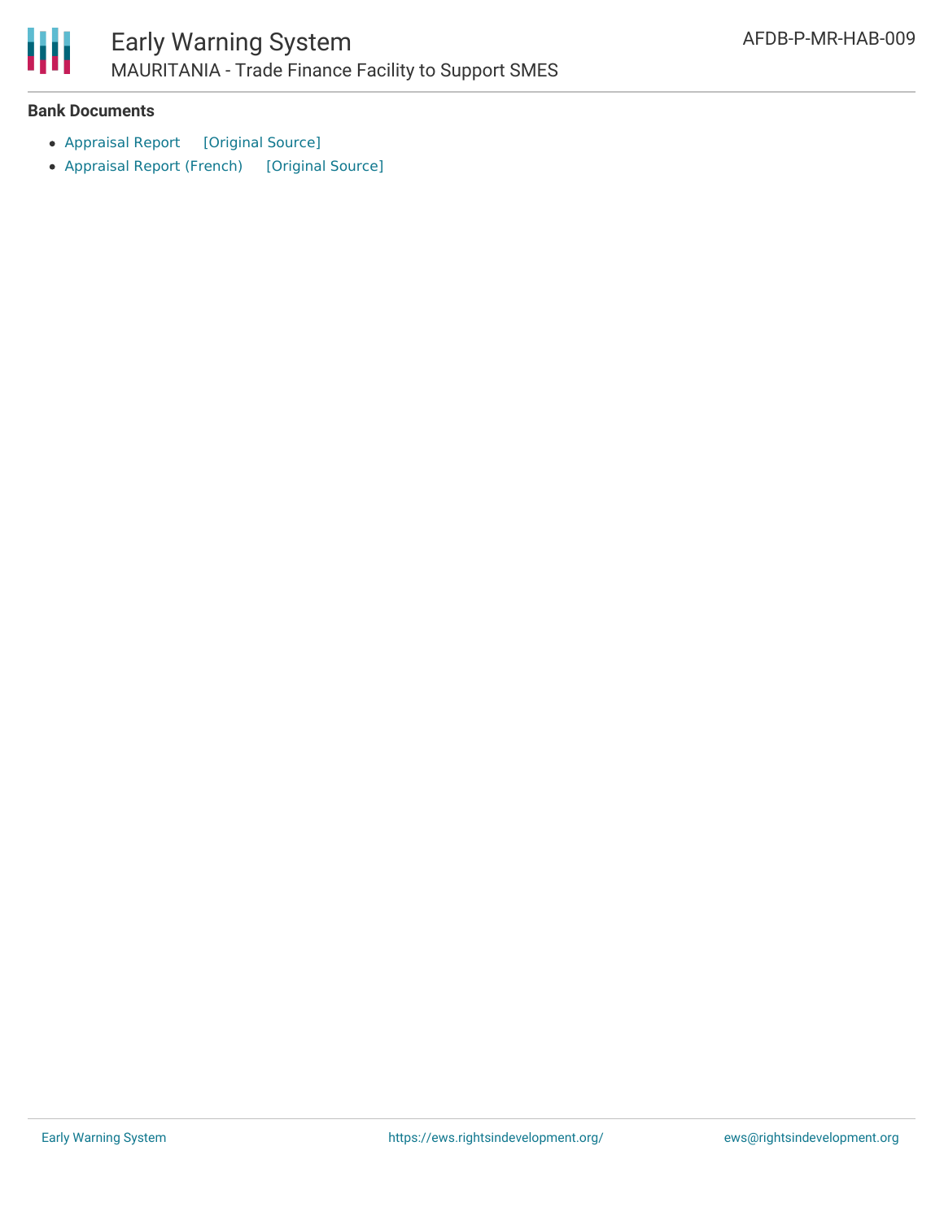## Bank Documents

- Appraisal Report [Original Source]
- Appraisal Report (French) [Original Source]